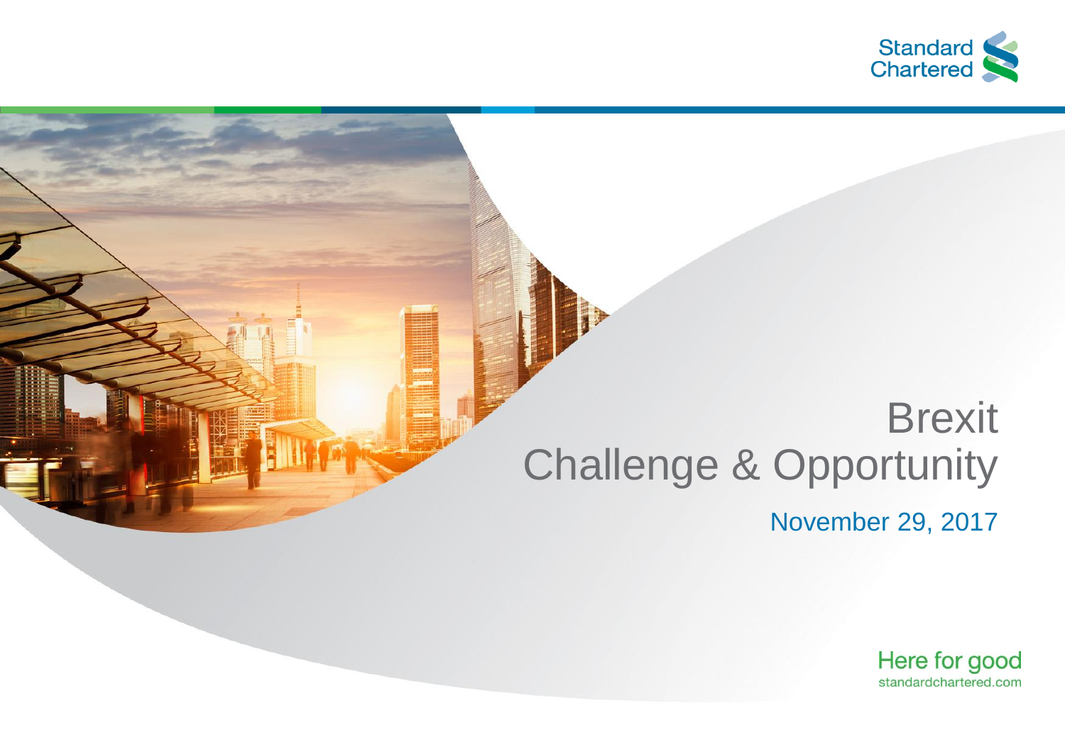Standard Chartered

# Brexit
# Challenge & Opportunity

November 29, 2017

Here for good
standardchartered.com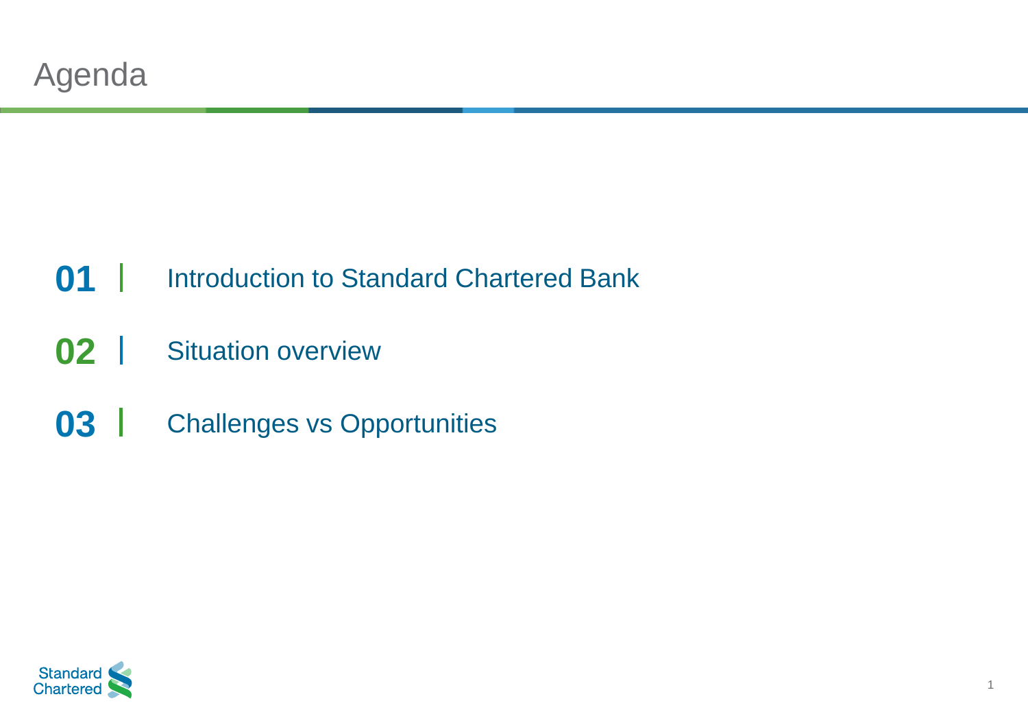# Agenda

**01** | Introduction to Standard Chartered Bank

**02** | Situation overview

**03** | Challenges vs Opportunities

Standard Chartered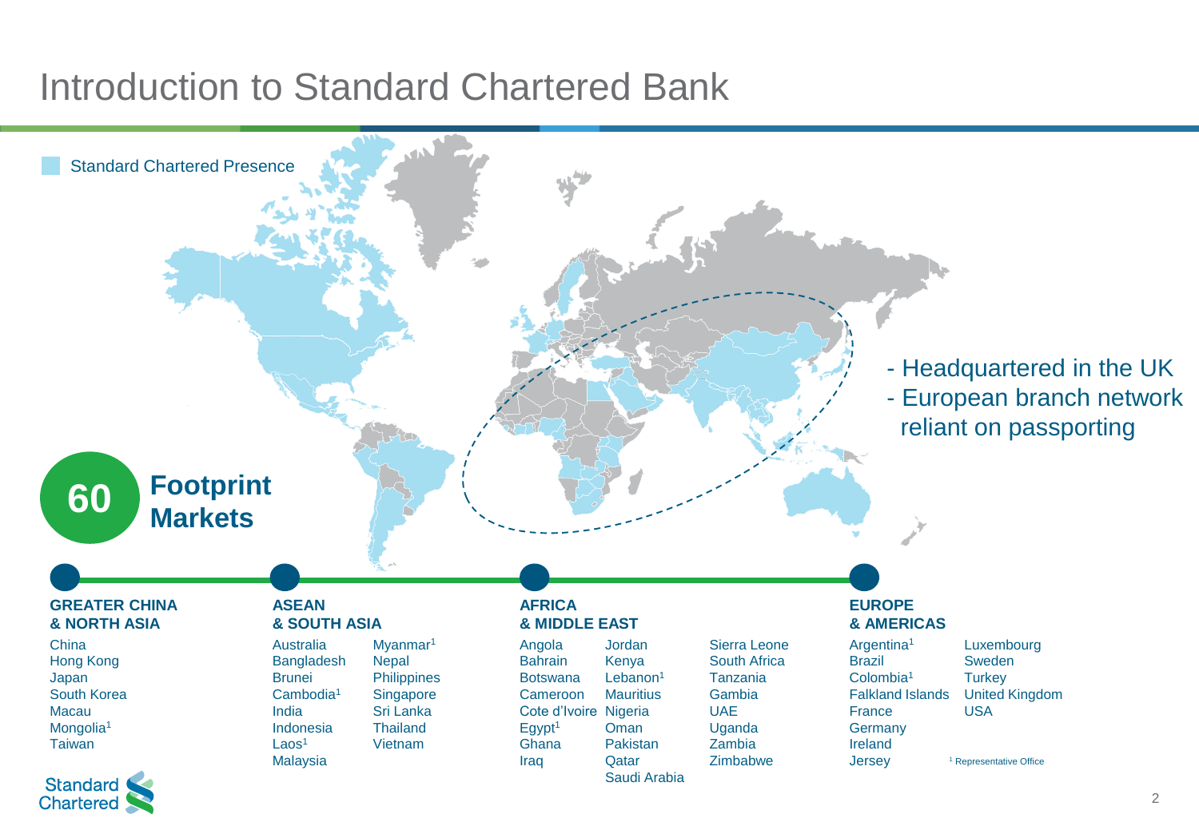# Introduction to Standard Chartered Bank

Standard Chartered Presence

**60 Footprint Markets**

- Headquartered in the UK
- European branch network reliant on passporting

### GREATER CHINA & NORTH ASIA

China
Hong Kong
Japan
South Korea
Macau
Mongolia[1]
Taiwan

### ASEAN & SOUTH ASIA

Australia
Bangladesh
Brunei
Cambodia[1]
India
Indonesia
Laos[1]
Malaysia
Myanmar[1]
Nepal
Philippines
Singapore
Sri Lanka
Thailand
Vietnam

### AFRICA & MIDDLE EAST

Angola
Bahrain
Botswana
Cameroon
Cote d'Ivoire
Egypt[1]
Ghana
Iraq
Jordan
Kenya
Lebanon[1]
Mauritius
Nigeria
Oman
Pakistan
Qatar
Saudi Arabia
Sierra Leone
South Africa
Tanzania
Gambia
UAE
Uganda
Zambia
Zimbabwe

### EUROPE & AMERICAS

Argentina[1]
Brazil
Colombia[1]
Falkland Islands
France
Germany
Ireland
Jersey
Luxembourg
Sweden
Turkey
United Kingdom
USA

[1] Representative Office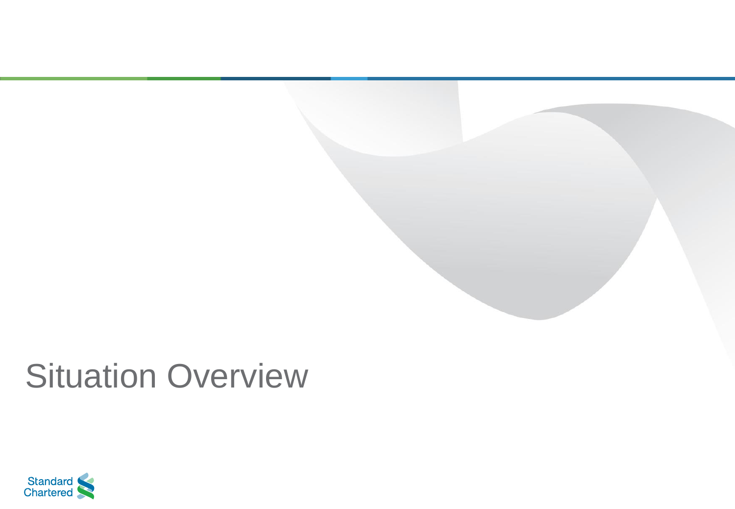# Situation Overview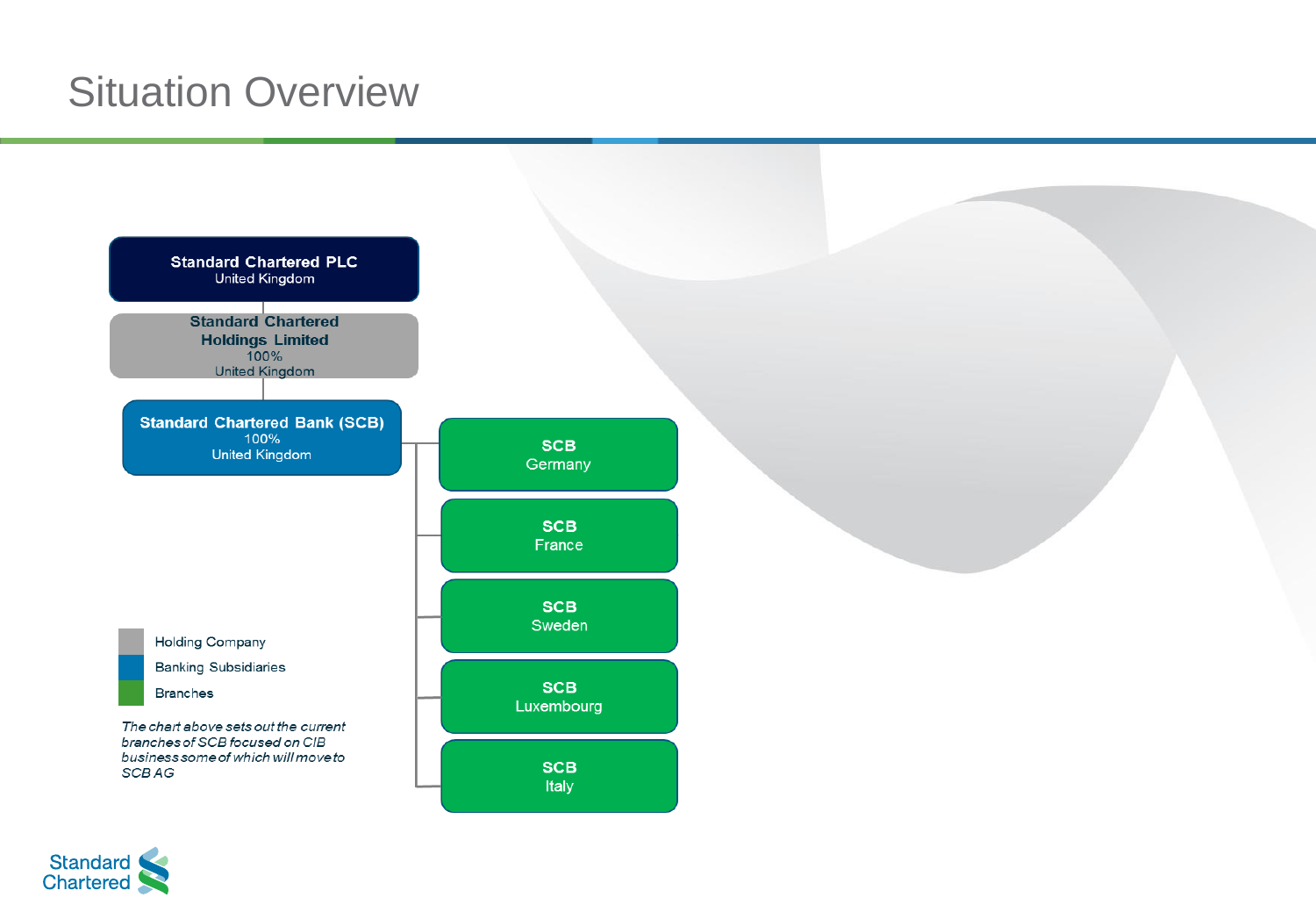# Situation Overview

**Standard Chartered PLC**
United Kingdom

**Standard Chartered Holdings Limited**
100%
United Kingdom

**Standard Chartered Bank (SCB)**
100%
United Kingdom

- **SCB** Germany
- **SCB** France
- **SCB** Sweden
- **SCB** Luxembourg
- **SCB** Italy

Holding Company
Banking Subsidiaries
Branches

*The chart above sets out the current branches of SCB focused on CIB business some of which will move to SCB AG*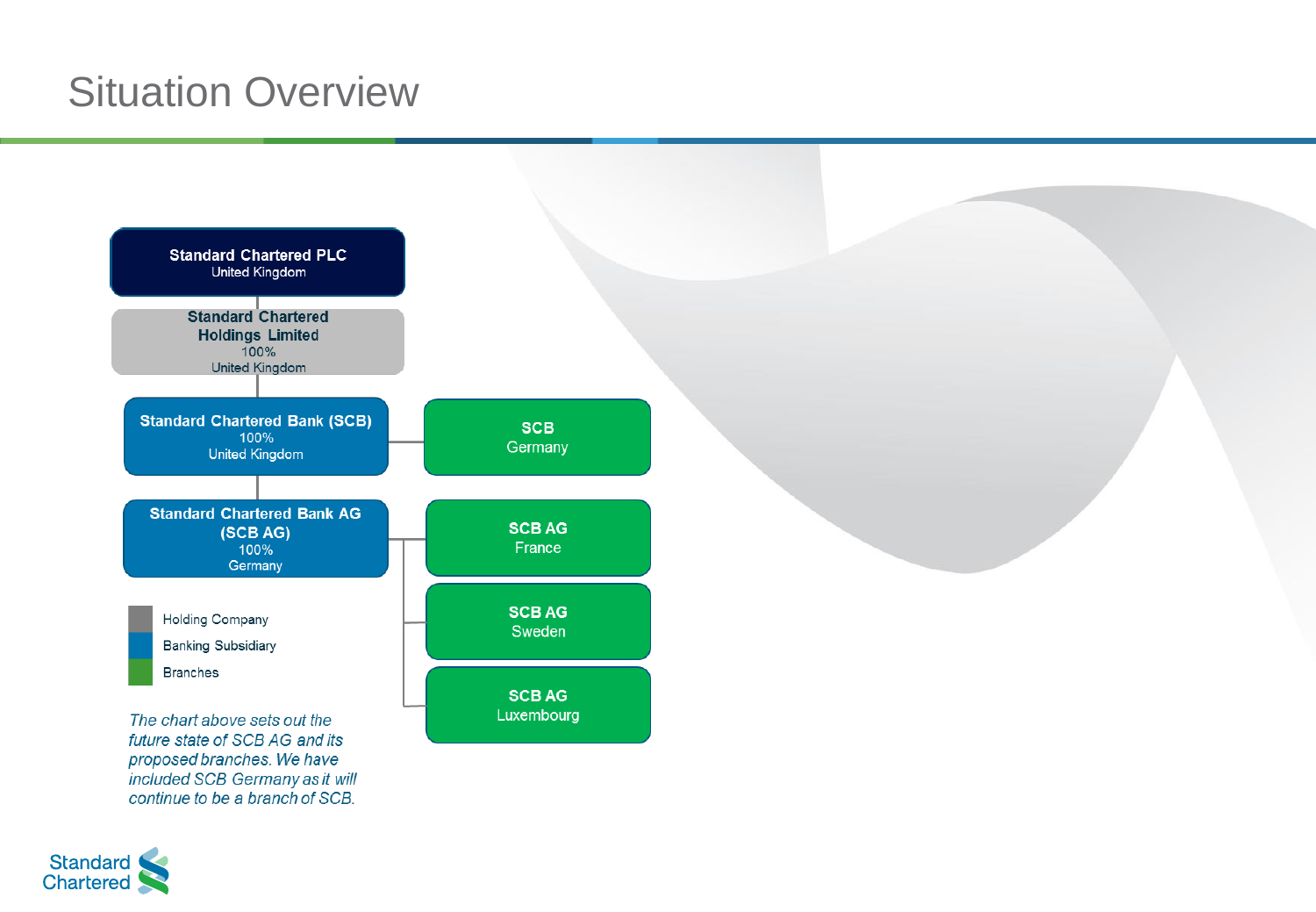# Situation Overview

**Standard Chartered PLC**
United Kingdom

**Standard Chartered Holdings Limited**
100%
United Kingdom

**Standard Chartered Bank (SCB)**
100%
United Kingdom

**SCB**
Germany

**Standard Chartered Bank AG (SCB AG)**
100%
Germany

**SCB AG**
France

**SCB AG**
Sweden

**SCB AG**
Luxembourg

- Holding Company
- Banking Subsidiary
- Branches

*The chart above sets out the future state of SCB AG and its proposed branches. We have included SCB Germany as it will continue to be a branch of SCB.*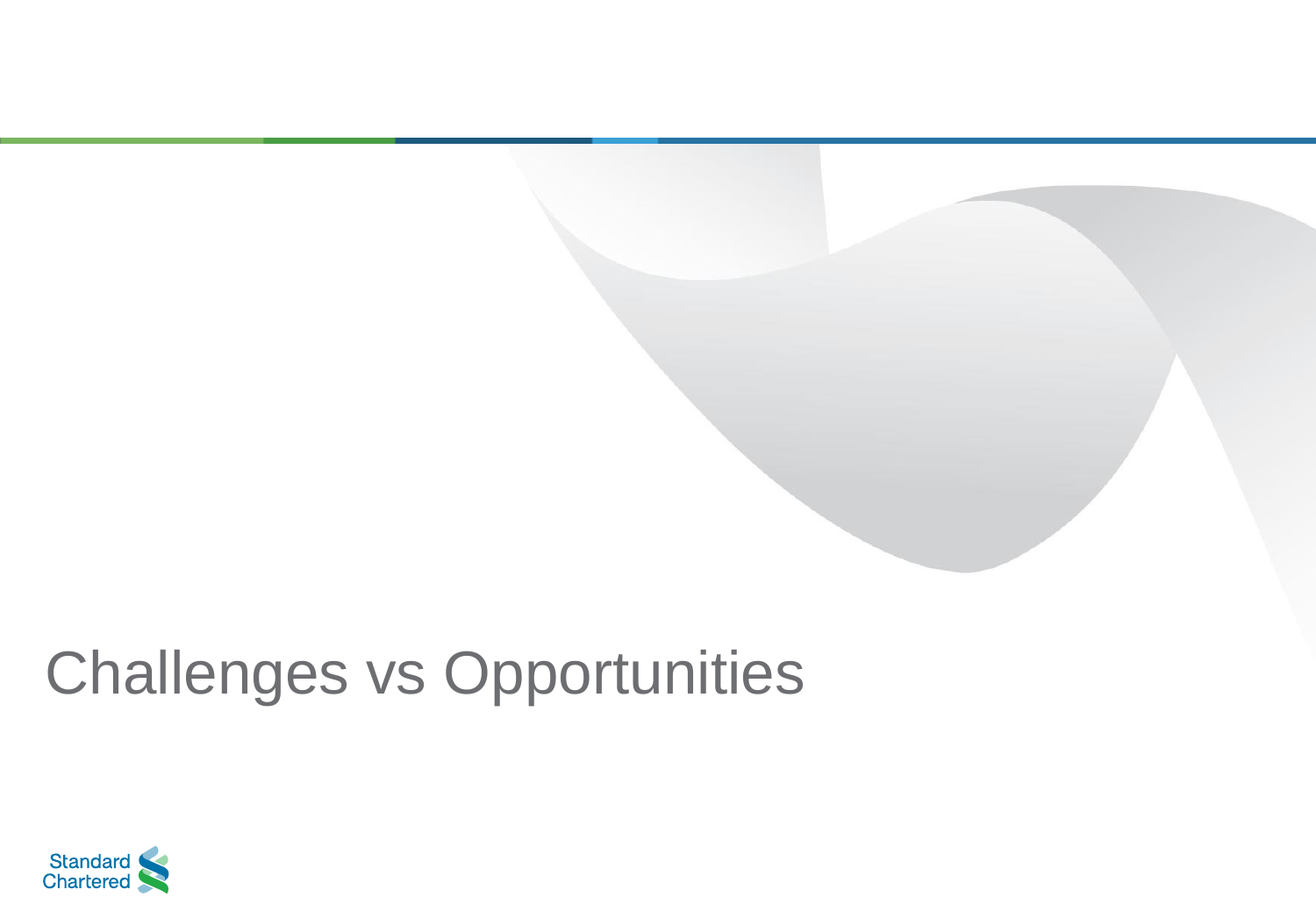# Challenges vs Opportunities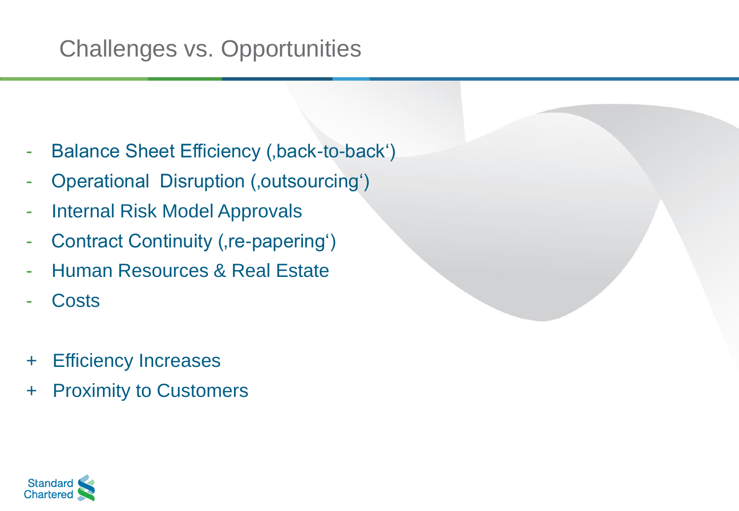# Challenges vs. Opportunities

- Balance Sheet Efficiency (‚back-to-back‘)
- Operational  Disruption (‚outsourcing‘)
- Internal Risk Model Approvals
- Contract Continuity (‚re-papering‘)
- Human Resources & Real Estate
- Costs

+ Efficiency Increases
+ Proximity to Customers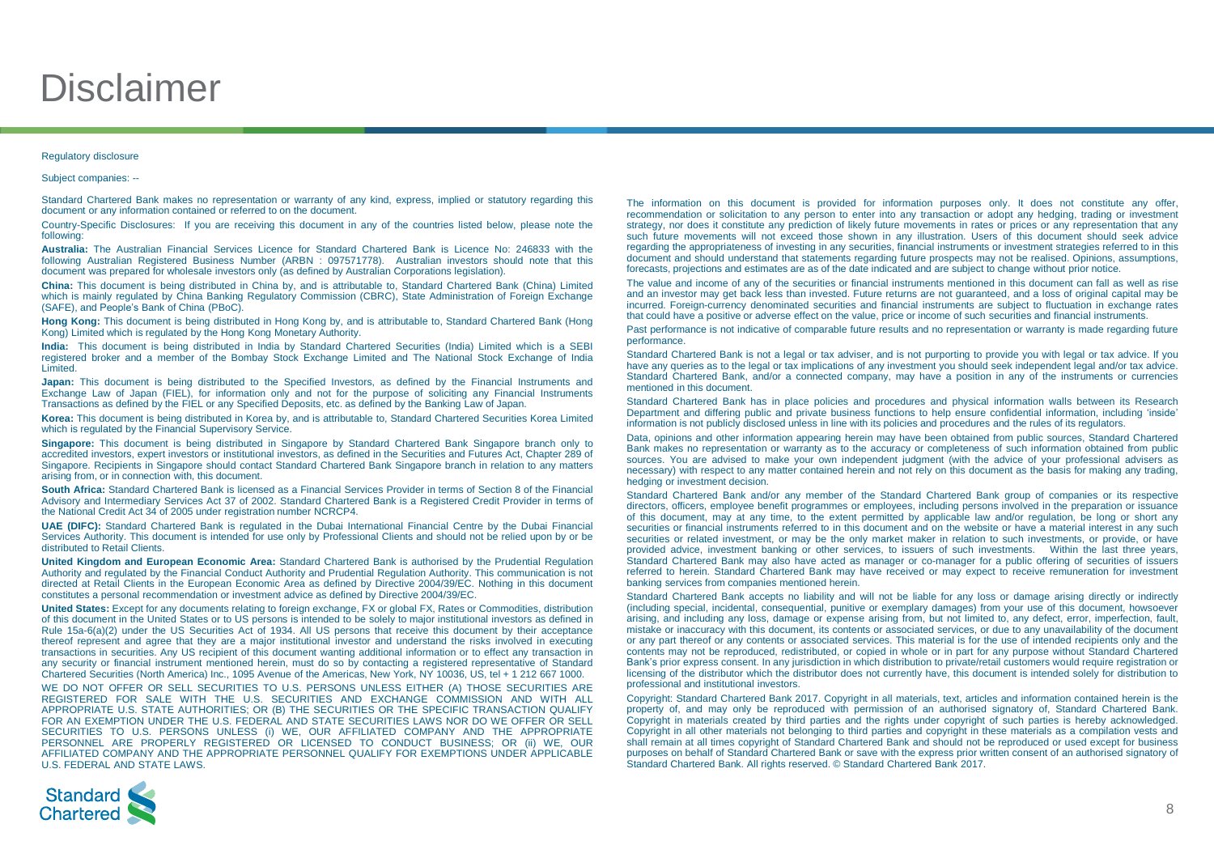# Disclaimer

Regulatory disclosure

Subject companies: --

Standard Chartered Bank makes no representation or warranty of any kind, express, implied or statutory regarding this document or any information contained or referred to on the document.

Country-Specific Disclosures: If you are receiving this document in any of the countries listed below, please note the following:

**Australia:** The Australian Financial Services Licence for Standard Chartered Bank is Licence No: 246833 with the following Australian Registered Business Number (ARBN : 097571778). Australian investors should note that this document was prepared for wholesale investors only (as defined by Australian Corporations legislation).

**China:** This document is being distributed in China by, and is attributable to, Standard Chartered Bank (China) Limited which is mainly regulated by China Banking Regulatory Commission (CBRC), State Administration of Foreign Exchange (SAFE), and People's Bank of China (PBoC).

**Hong Kong:** This document is being distributed in Hong Kong by, and is attributable to, Standard Chartered Bank (Hong Kong) Limited which is regulated by the Hong Kong Monetary Authority.

**India:** This document is being distributed in India by Standard Chartered Securities (India) Limited which is a SEBI registered broker and a member of the Bombay Stock Exchange Limited and The National Stock Exchange of India Limited.

**Japan:** This document is being distributed to the Specified Investors, as defined by the Financial Instruments and Exchange Law of Japan (FIEL), for information only and not for the purpose of soliciting any Financial Instruments Transactions as defined by the FIEL or any Specified Deposits, etc. as defined by the Banking Law of Japan.

**Korea:** This document is being distributed in Korea by, and is attributable to, Standard Chartered Securities Korea Limited which is regulated by the Financial Supervisory Service.

**Singapore:** This document is being distributed in Singapore by Standard Chartered Bank Singapore branch only to accredited investors, expert investors or institutional investors, as defined in the Securities and Futures Act, Chapter 289 of Singapore. Recipients in Singapore should contact Standard Chartered Bank Singapore branch in relation to any matters arising from, or in connection with, this document.

**South Africa:** Standard Chartered Bank is licensed as a Financial Services Provider in terms of Section 8 of the Financial Advisory and Intermediary Services Act 37 of 2002. Standard Chartered Bank is a Registered Credit Provider in terms of the National Credit Act 34 of 2005 under registration number NCRCP4.

**UAE (DIFC):** Standard Chartered Bank is regulated in the Dubai International Financial Centre by the Dubai Financial Services Authority. This document is intended for use only by Professional Clients and should not be relied upon by or be distributed to Retail Clients.

**United Kingdom and European Economic Area:** Standard Chartered Bank is authorised by the Prudential Regulation Authority and regulated by the Financial Conduct Authority and Prudential Regulation Authority. This communication is not directed at Retail Clients in the European Economic Area as defined by Directive 2004/39/EC. Nothing in this document constitutes a personal recommendation or investment advice as defined by Directive 2004/39/EC.

**United States:** Except for any documents relating to foreign exchange, FX or global FX, Rates or Commodities, distribution of this document in the United States or to US persons is intended to be solely to major institutional investors as defined in Rule 15a-6(a)(2) under the US Securities Act of 1934. All US persons that receive this document by their acceptance thereof represent and agree that they are a major institutional investor and understand the risks involved in executing transactions in securities. Any US recipient of this document wanting additional information or to effect any transaction in any security or financial instrument mentioned herein, must do so by contacting a registered representative of Standard Chartered Securities (North America) Inc., 1095 Avenue of the Americas, New York, NY 10036, US, tel + 1 212 667 1000.

WE DO NOT OFFER OR SELL SECURITIES TO U.S. PERSONS UNLESS EITHER (A) THOSE SECURITIES ARE REGISTERED FOR SALE WITH THE U.S. SECURITIES AND EXCHANGE COMMISSION AND WITH ALL APPROPRIATE U.S. STATE AUTHORITIES; OR (B) THE SECURITIES OR THE SPECIFIC TRANSACTION QUALIFY FOR AN EXEMPTION UNDER THE U.S. FEDERAL AND STATE SECURITIES LAWS NOR DO WE OFFER OR SELL SECURITIES TO U.S. PERSONS UNLESS (i) WE, OUR AFFILIATED COMPANY AND THE APPROPRIATE PERSONNEL ARE PROPERLY REGISTERED OR LICENSED TO CONDUCT BUSINESS; OR (ii) WE, OUR AFFILIATED COMPANY AND THE APPROPRIATE PERSONNEL QUALIFY FOR EXEMPTIONS UNDER APPLICABLE U.S. FEDERAL AND STATE LAWS.

The information on this document is provided for information purposes only. It does not constitute any offer, recommendation or solicitation to any person to enter into any transaction or adopt any hedging, trading or investment strategy, nor does it constitute any prediction of likely future movements in rates or prices or any representation that any such future movements will not exceed those shown in any illustration. Users of this document should seek advice regarding the appropriateness of investing in any securities, financial instruments or investment strategies referred to in this document and should understand that statements regarding future prospects may not be realised. Opinions, assumptions, forecasts, projections and estimates are as of the date indicated and are subject to change without prior notice.

The value and income of any of the securities or financial instruments mentioned in this document can fall as well as rise and an investor may get back less than invested. Future returns are not guaranteed, and a loss of original capital may be incurred. Foreign-currency denominated securities and financial instruments are subject to fluctuation in exchange rates that could have a positive or adverse effect on the value, price or income of such securities and financial instruments.

Past performance is not indicative of comparable future results and no representation or warranty is made regarding future performance.

Standard Chartered Bank is not a legal or tax adviser, and is not purporting to provide you with legal or tax advice. If you have any queries as to the legal or tax implications of any investment you should seek independent legal and/or tax advice. Standard Chartered Bank, and/or a connected company, may have a position in any of the instruments or currencies mentioned in this document.

Standard Chartered Bank has in place policies and procedures and physical information walls between its Research Department and differing public and private business functions to help ensure confidential information, including 'inside' information is not publicly disclosed unless in line with its policies and procedures and the rules of its regulators.

Data, opinions and other information appearing herein may have been obtained from public sources, Standard Chartered Bank makes no representation or warranty as to the accuracy or completeness of such information obtained from public sources. You are advised to make your own independent judgment (with the advice of your professional advisers as necessary) with respect to any matter contained herein and not rely on this document as the basis for making any trading, hedging or investment decision.

Standard Chartered Bank and/or any member of the Standard Chartered Bank group of companies or its respective directors, officers, employee benefit programmes or employees, including persons involved in the preparation or issuance of this document, may at any time, to the extent permitted by applicable law and/or regulation, be long or short any securities or financial instruments referred to in this document and on the website or have a material interest in any such securities or related investment, or may be the only market maker in relation to such investments, or provide, or have provided advice, investment banking or other services, to issuers of such investments. Within the last three years, Standard Chartered Bank may also have acted as manager or co-manager for a public offering of securities of issuers referred to herein. Standard Chartered Bank may have received or may expect to receive remuneration for investment banking services from companies mentioned herein.

Standard Chartered Bank accepts no liability and will not be liable for any loss or damage arising directly or indirectly (including special, incidental, consequential, punitive or exemplary damages) from your use of this document, howsoever arising, and including any loss, damage or expense arising from, but not limited to, any defect, error, imperfection, fault, mistake or inaccuracy with this document, its contents or associated services, or due to any unavailability of the document or any part thereof or any contents or associated services. This material is for the use of intended recipients only and the contents may not be reproduced, redistributed, or copied in whole or in part for any purpose without Standard Chartered Bank's prior express consent. In any jurisdiction in which distribution to private/retail customers would require registration or licensing of the distributor which the distributor does not currently have, this document is intended solely for distribution to professional and institutional investors.

Copyright: Standard Chartered Bank 2017. Copyright in all materials, text, articles and information contained herein is the property of, and may only be reproduced with permission of an authorised signatory of, Standard Chartered Bank. Copyright in materials created by third parties and the rights under copyright of such parties is hereby acknowledged. Copyright in all other materials not belonging to third parties and copyright in these materials as a compilation vests and shall remain at all times copyright of Standard Chartered Bank and should not be reproduced or used except for business purposes on behalf of Standard Chartered Bank or save with the express prior written consent of an authorised signatory of Standard Chartered Bank. All rights reserved. © Standard Chartered Bank 2017.

Standard Chartered